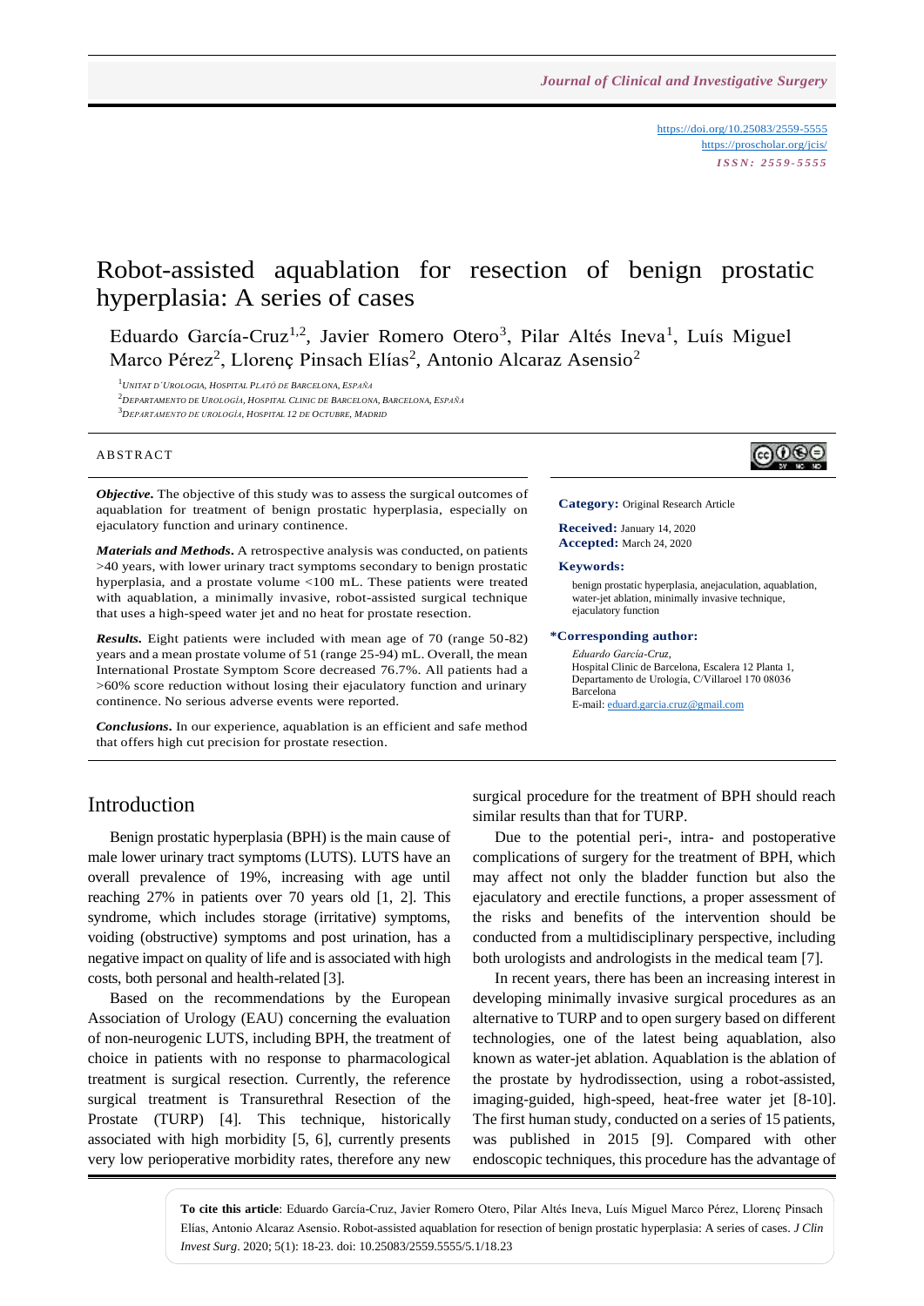https://doi.org/10.25083/2559-5555
https://proscholar.org/jcis/
*ISSN: 2559-5555*

# Robot-assisted aquablation for resection of benign prostatic hyperplasia: A series of cases

Eduardo García-Cruz[1,2], Javier Romero Otero[3], Pilar Altés Ineva[1], Luís Miguel Marco Pérez[2], Llorenç Pinsach Elías[2], Antonio Alcaraz Asensio[2]

[1]Unitat d´Urologia, Hospital Plató de Barcelona, España
[2]Departamento de Urología, Hospital Clinic de Barcelona, Barcelona, España
[3]Departamento de urología, Hospital 12 de Octubre, Madrid

## ABSTRACT

***Objective.*** The objective of this study was to assess the surgical outcomes of aquablation for treatment of benign prostatic hyperplasia, especially on ejaculatory function and urinary continence.

***Materials and Methods.*** A retrospective analysis was conducted, on patients >40 years, with lower urinary tract symptoms secondary to benign prostatic hyperplasia, and a prostate volume <100 mL. These patients were treated with aquablation, a minimally invasive, robot-assisted surgical technique that uses a high-speed water jet and no heat for prostate resection.

***Results.*** Eight patients were included with mean age of 70 (range 50-82) years and a mean prostate volume of 51 (range 25-94) mL. Overall, the mean International Prostate Symptom Score decreased 76.7%. All patients had a >60% score reduction without losing their ejaculatory function and urinary continence. No serious adverse events were reported.

***Conclusions.*** In our experience, aquablation is an efficient and safe method that offers high cut precision for prostate resection.

**Category:** Original Research Article

**Received:** January 14, 2020
**Accepted:** March 24, 2020

**Keywords:**
benign prostatic hyperplasia, anejaculation, aquablation, water-jet ablation, minimally invasive technique, ejaculatory function

**\*Corresponding author:**
*Eduardo García-Cruz,*
Hospital Clinic de Barcelona, Escalera 12 Planta 1, Departamento de Urologia, C/Villaroel 170 08036 Barcelona
E-mail: eduard.garcia.cruz@gmail.com

## Introduction

Benign prostatic hyperplasia (BPH) is the main cause of male lower urinary tract symptoms (LUTS). LUTS have an overall prevalence of 19%, increasing with age until reaching 27% in patients over 70 years old [1, 2]. This syndrome, which includes storage (irritative) symptoms, voiding (obstructive) symptoms and post urination, has a negative impact on quality of life and is associated with high costs, both personal and health-related [3].

Based on the recommendations by the European Association of Urology (EAU) concerning the evaluation of non-neurogenic LUTS, including BPH, the treatment of choice in patients with no response to pharmacological treatment is surgical resection. Currently, the reference surgical treatment is Transurethral Resection of the Prostate (TURP) [4]. This technique, historically associated with high morbidity [5, 6], currently presents very low perioperative morbidity rates, therefore any new surgical procedure for the treatment of BPH should reach similar results than that for TURP.

Due to the potential peri-, intra- and postoperative complications of surgery for the treatment of BPH, which may affect not only the bladder function but also the ejaculatory and erectile functions, a proper assessment of the risks and benefits of the intervention should be conducted from a multidisciplinary perspective, including both urologists and andrologists in the medical team [7].

In recent years, there has been an increasing interest in developing minimally invasive surgical procedures as an alternative to TURP and to open surgery based on different technologies, one of the latest being aquablation, also known as water-jet ablation. Aquablation is the ablation of the prostate by hydrodissection, using a robot-assisted, imaging-guided, high-speed, heat-free water jet [8-10]. The first human study, conducted on a series of 15 patients, was published in 2015 [9]. Compared with other endoscopic techniques, this procedure has the advantage of

**To cite this article**: Eduardo García-Cruz, Javier Romero Otero, Pilar Altés Ineva, Luís Miguel Marco Pérez, Llorenç Pinsach Elías, Antonio Alcaraz Asensio. Robot-assisted aquablation for resection of benign prostatic hyperplasia: A series of cases. *J Clin Invest Surg*. 2020; 5(1): 18-23. doi: 10.25083/2559.5555/5.1/18.23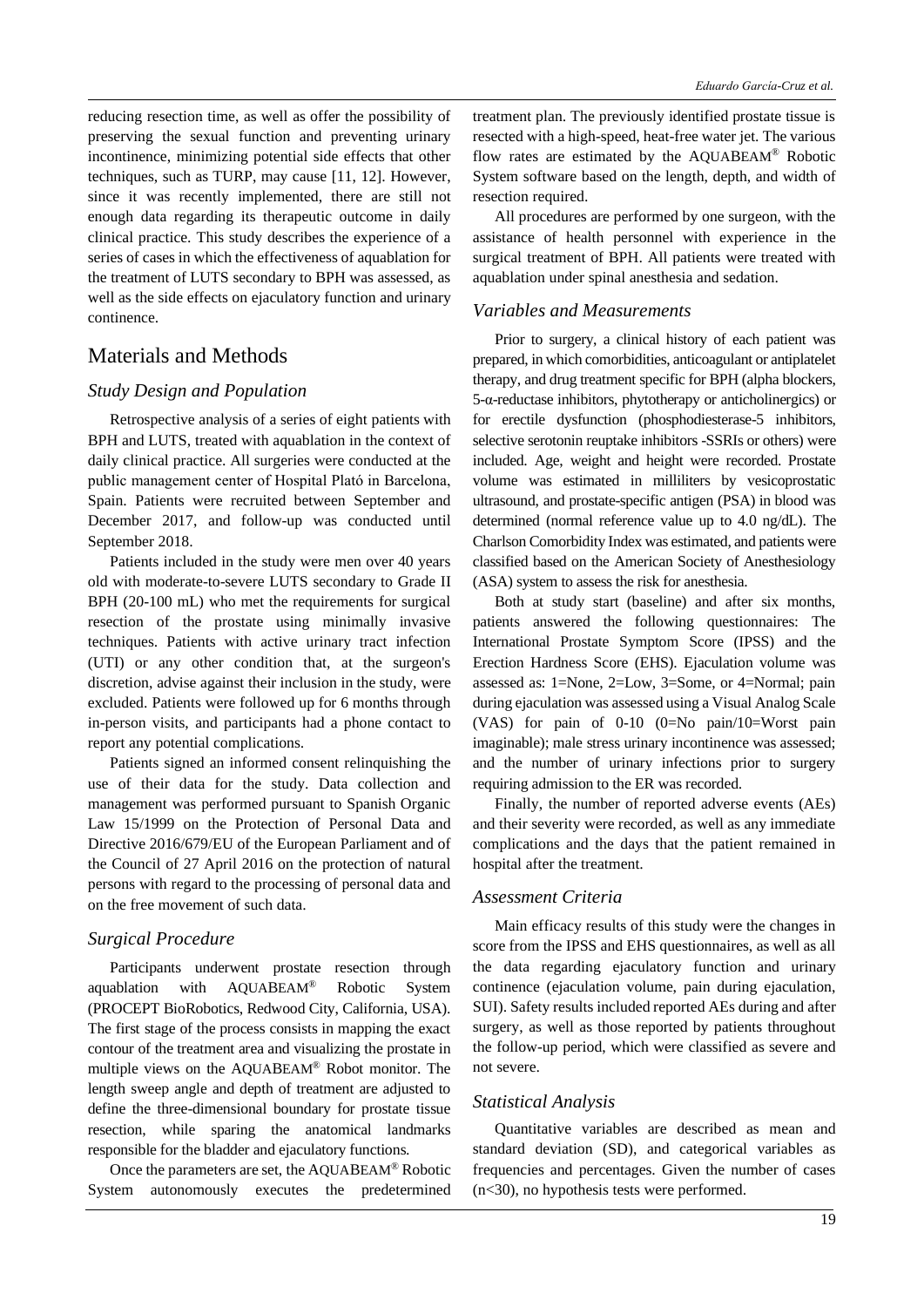reducing resection time, as well as offer the possibility of preserving the sexual function and preventing urinary incontinence, minimizing potential side effects that other techniques, such as TURP, may cause [11, 12]. However, since it was recently implemented, there are still not enough data regarding its therapeutic outcome in daily clinical practice. This study describes the experience of a series of cases in which the effectiveness of aquablation for the treatment of LUTS secondary to BPH was assessed, as well as the side effects on ejaculatory function and urinary continence.

## Materials and Methods

### Study Design and Population

Retrospective analysis of a series of eight patients with BPH and LUTS, treated with aquablation in the context of daily clinical practice. All surgeries were conducted at the public management center of Hospital Plató in Barcelona, Spain. Patients were recruited between September and December 2017, and follow-up was conducted until September 2018.

Patients included in the study were men over 40 years old with moderate-to-severe LUTS secondary to Grade II BPH (20-100 mL) who met the requirements for surgical resection of the prostate using minimally invasive techniques. Patients with active urinary tract infection (UTI) or any other condition that, at the surgeon's discretion, advise against their inclusion in the study, were excluded. Patients were followed up for 6 months through in-person visits, and participants had a phone contact to report any potential complications.

Patients signed an informed consent relinquishing the use of their data for the study. Data collection and management was performed pursuant to Spanish Organic Law 15/1999 on the Protection of Personal Data and Directive 2016/679/EU of the European Parliament and of the Council of 27 April 2016 on the protection of natural persons with regard to the processing of personal data and on the free movement of such data.

### Surgical Procedure

Participants underwent prostate resection through aquablation with AQUABEAM® Robotic System (PROCEPT BioRobotics, Redwood City, California, USA). The first stage of the process consists in mapping the exact contour of the treatment area and visualizing the prostate in multiple views on the AQUABEAM® Robot monitor. The length sweep angle and depth of treatment are adjusted to define the three-dimensional boundary for prostate tissue resection, while sparing the anatomical landmarks responsible for the bladder and ejaculatory functions.

Once the parameters are set, the AQUABEAM® Robotic System autonomously executes the predetermined treatment plan. The previously identified prostate tissue is resected with a high-speed, heat-free water jet. The various flow rates are estimated by the AQUABEAM® Robotic System software based on the length, depth, and width of resection required.

All procedures are performed by one surgeon, with the assistance of health personnel with experience in the surgical treatment of BPH. All patients were treated with aquablation under spinal anesthesia and sedation.

### Variables and Measurements

Prior to surgery, a clinical history of each patient was prepared, in which comorbidities, anticoagulant or antiplatelet therapy, and drug treatment specific for BPH (alpha blockers, 5-α-reductase inhibitors, phytotherapy or anticholinergics) or for erectile dysfunction (phosphodiesterase-5 inhibitors, selective serotonin reuptake inhibitors -SSRIs or others) were included. Age, weight and height were recorded. Prostate volume was estimated in milliliters by vesicoprostatic ultrasound, and prostate-specific antigen (PSA) in blood was determined (normal reference value up to 4.0 ng/dL). The Charlson Comorbidity Index was estimated, and patients were classified based on the American Society of Anesthesiology (ASA) system to assess the risk for anesthesia.

Both at study start (baseline) and after six months, patients answered the following questionnaires: The International Prostate Symptom Score (IPSS) and the Erection Hardness Score (EHS). Ejaculation volume was assessed as: 1=None, 2=Low, 3=Some, or 4=Normal; pain during ejaculation was assessed using a Visual Analog Scale (VAS) for pain of 0-10 (0=No pain/10=Worst pain imaginable); male stress urinary incontinence was assessed; and the number of urinary infections prior to surgery requiring admission to the ER was recorded.

Finally, the number of reported adverse events (AEs) and their severity were recorded, as well as any immediate complications and the days that the patient remained in hospital after the treatment.

### Assessment Criteria

Main efficacy results of this study were the changes in score from the IPSS and EHS questionnaires, as well as all the data regarding ejaculatory function and urinary continence (ejaculation volume, pain during ejaculation, SUI). Safety results included reported AEs during and after surgery, as well as those reported by patients throughout the follow-up period, which were classified as severe and not severe.

### Statistical Analysis

Quantitative variables are described as mean and standard deviation (SD), and categorical variables as frequencies and percentages. Given the number of cases ($n<30$), no hypothesis tests were performed.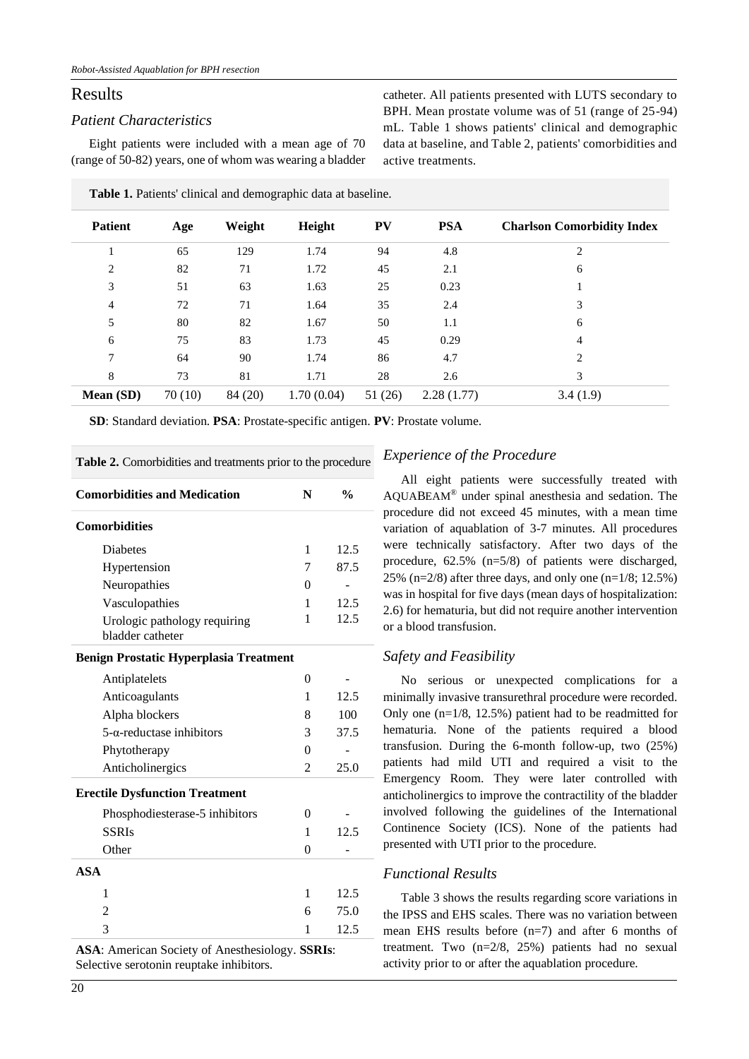## Results

### Patient Characteristics

Eight patients were included with a mean age of 70 (range of 50-82) years, one of whom was wearing a bladder catheter. All patients presented with LUTS secondary to BPH. Mean prostate volume was of 51 (range of 25-94) mL. Table 1 shows patients' clinical and demographic data at baseline, and Table 2, patients' comorbidities and active treatments.

**Table 1.** Patients' clinical and demographic data at baseline.

| Patient | Age | Weight | Height | PV | PSA | Charlson Comorbidity Index |
|---|---|---|---|---|---|---|
| 1 | 65 | 129 | 1.74 | 94 | 4.8 | 2 |
| 2 | 82 | 71 | 1.72 | 45 | 2.1 | 6 |
| 3 | 51 | 63 | 1.63 | 25 | 0.23 | 1 |
| 4 | 72 | 71 | 1.64 | 35 | 2.4 | 3 |
| 5 | 80 | 82 | 1.67 | 50 | 1.1 | 6 |
| 6 | 75 | 83 | 1.73 | 45 | 0.29 | 4 |
| 7 | 64 | 90 | 1.74 | 86 | 4.7 | 2 |
| 8 | 73 | 81 | 1.71 | 28 | 2.6 | 3 |
| **Mean (SD)** | 70 (10) | 84 (20) | 1.70 (0.04) | 51 (26) | 2.28 (1.77) | 3.4 (1.9) |

**SD**: Standard deviation. **PSA**: Prostate-specific antigen. **PV**: Prostate volume.

**Table 2.** Comorbidities and treatments prior to the procedure

| Comorbidities and Medication | N | % |
|---|---|---|
| **Comorbidities** | | |
| Diabetes | 1 | 12.5 |
| Hypertension | 7 | 87.5 |
| Neuropathies | 0 | - |
| Vasculopathies | 1 | 12.5 |
| Urologic pathology requiring bladder catheter | 1 | 12.5 |
| **Benign Prostatic Hyperplasia Treatment** | | |
| Antiplatelets | 0 | - |
| Anticoagulants | 1 | 12.5 |
| Alpha blockers | 8 | 100 |
| 5-α-reductase inhibitors | 3 | 37.5 |
| Phytotherapy | 0 | - |
| Anticholinergics | 2 | 25.0 |
| **Erectile Dysfunction Treatment** | | |
| Phosphodiesterase-5 inhibitors | 0 | - |
| SSRIs | 1 | 12.5 |
| Other | 0 | - |
| **ASA** | | |
| 1 | 1 | 12.5 |
| 2 | 6 | 75.0 |
| 3 | 1 | 12.5 |

**ASA**: American Society of Anesthesiology. **SSRIs**: Selective serotonin reuptake inhibitors.

### Experience of the Procedure

All eight patients were successfully treated with AQUABEAM® under spinal anesthesia and sedation. The procedure did not exceed 45 minutes, with a mean time variation of aquablation of 3-7 minutes. All procedures were technically satisfactory. After two days of the procedure, 62.5% (n=5/8) of patients were discharged, 25% (n=2/8) after three days, and only one (n=1/8; 12.5%) was in hospital for five days (mean days of hospitalization: 2.6) for hematuria, but did not require another intervention or a blood transfusion.

### Safety and Feasibility

No serious or unexpected complications for a minimally invasive transurethral procedure were recorded. Only one (n=1/8, 12.5%) patient had to be readmitted for hematuria. None of the patients required a blood transfusion. During the 6-month follow-up, two (25%) patients had mild UTI and required a visit to the Emergency Room. They were later controlled with anticholinergics to improve the contractility of the bladder involved following the guidelines of the International Continence Society (ICS). None of the patients had presented with UTI prior to the procedure.

### Functional Results

Table 3 shows the results regarding score variations in the IPSS and EHS scales. There was no variation between mean EHS results before (n=7) and after 6 months of treatment. Two (n=2/8, 25%) patients had no sexual activity prior to or after the aquablation procedure.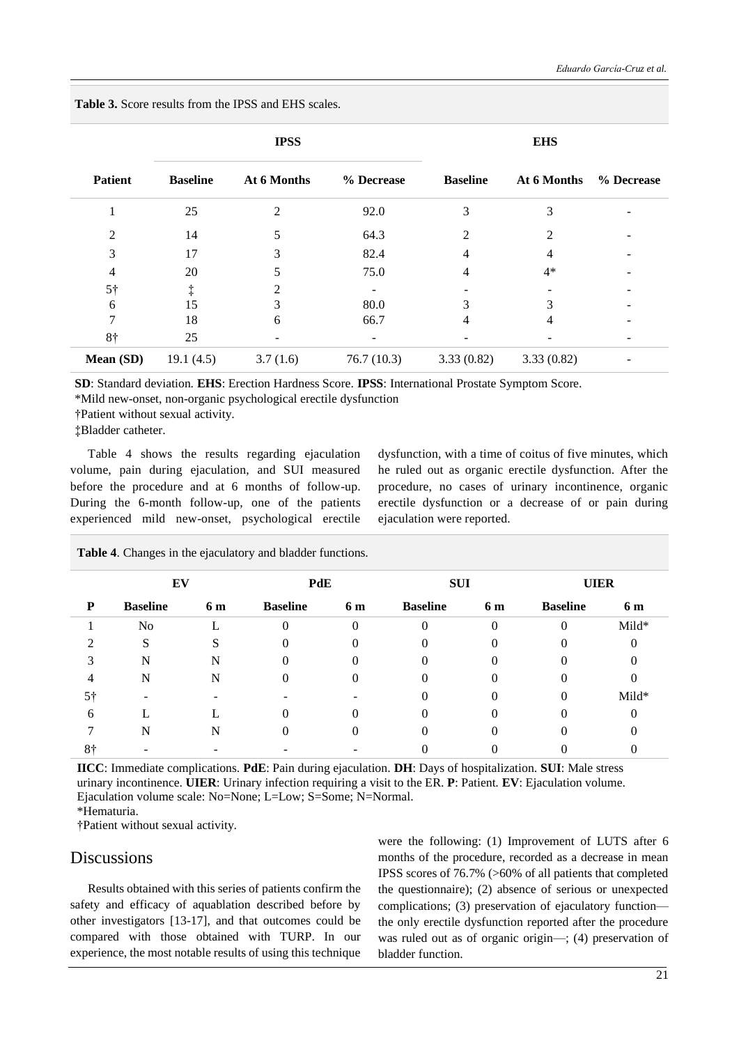**Table 3.** Score results from the IPSS and EHS scales.

| Patient | IPSS | | | EHS | | |
|---|---|---|---|---|---|---|
| | Baseline | At 6 Months | % Decrease | Baseline | At 6 Months | % Decrease |
| 1 | 25 | 2 | 92.0 | 3 | 3 | - |
| 2 | 14 | 5 | 64.3 | 2 | 2 | - |
| 3 | 17 | 3 | 82.4 | 4 | 4 | - |
| 4 | 20 | 5 | 75.0 | 4 | 4* | - |
| 5† | ‡ | 2 | - | - | - | - |
| 6 | 15 | 3 | 80.0 | 3 | 3 | - |
| 7 | 18 | 6 | 66.7 | 4 | 4 | - |
| 8† | 25 | - | - | - | - | - |
| **Mean (SD)** | 19.1 (4.5) | 3.7 (1.6) | 76.7 (10.3) | 3.33 (0.82) | 3.33 (0.82) | - |

**SD**: Standard deviation. **EHS**: Erection Hardness Score. **IPSS**: International Prostate Symptom Score.
*Mild new-onset, non-organic psychological erectile dysfunction
†Patient without sexual activity.
‡Bladder catheter.

Table 4 shows the results regarding ejaculation volume, pain during ejaculation, and SUI measured before the procedure and at 6 months of follow-up. During the 6-month follow-up, one of the patients experienced mild new-onset, psychological erectile dysfunction, with a time of coitus of five minutes, which he ruled out as organic erectile dysfunction. After the procedure, no cases of urinary incontinence, organic erectile dysfunction or a decrease of or pain during ejaculation were reported.

**Table 4**. Changes in the ejaculatory and bladder functions.

| P | EV | | PdE | | SUI | | UIER | |
|---|---|---|---|---|---|---|---|---|
| | Baseline | 6 m | Baseline | 6 m | Baseline | 6 m | Baseline | 6 m |
| 1 | No | L | 0 | 0 | 0 | 0 | 0 | Mild* |
| 2 | S | S | 0 | 0 | 0 | 0 | 0 | 0 |
| 3 | N | N | 0 | 0 | 0 | 0 | 0 | 0 |
| 4 | N | N | 0 | 0 | 0 | 0 | 0 | 0 |
| 5† | - | - | - | - | 0 | 0 | 0 | Mild* |
| 6 | L | L | 0 | 0 | 0 | 0 | 0 | 0 |
| 7 | N | N | 0 | 0 | 0 | 0 | 0 | 0 |
| 8† | - | - | - | - | 0 | 0 | 0 | 0 |

**IICC**: Immediate complications. **PdE**: Pain during ejaculation. **DH**: Days of hospitalization. **SUI**: Male stress urinary incontinence. **UIER**: Urinary infection requiring a visit to the ER. **P**: Patient. **EV**: Ejaculation volume. Ejaculation volume scale: No=None; L=Low; S=Some; N=Normal.
*Hematuria.
†Patient without sexual activity.

## Discussions

Results obtained with this series of patients confirm the safety and efficacy of aquablation described before by other investigators [13-17], and that outcomes could be compared with those obtained with TURP. In our experience, the most notable results of using this technique were the following: (1) Improvement of LUTS after 6 months of the procedure, recorded as a decrease in mean IPSS scores of 76.7% (>60% of all patients that completed the questionnaire); (2) absence of serious or unexpected complications; (3) preservation of ejaculatory function—the only erectile dysfunction reported after the procedure was ruled out as of organic origin—; (4) preservation of bladder function.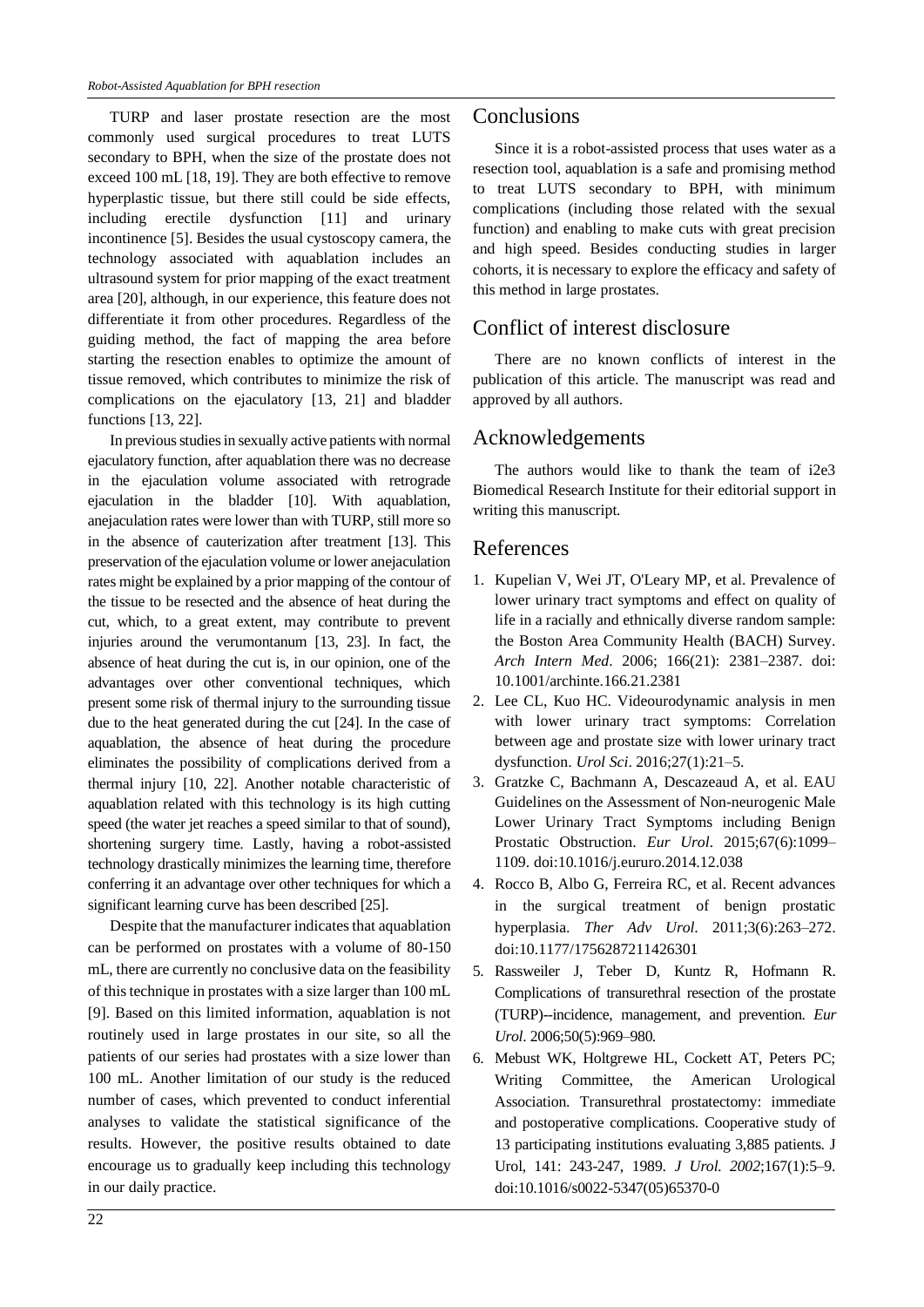TURP and laser prostate resection are the most commonly used surgical procedures to treat LUTS secondary to BPH, when the size of the prostate does not exceed 100 mL [18, 19]. They are both effective to remove hyperplastic tissue, but there still could be side effects, including erectile dysfunction [11] and urinary incontinence [5]. Besides the usual cystoscopy camera, the technology associated with aquablation includes an ultrasound system for prior mapping of the exact treatment area [20], although, in our experience, this feature does not differentiate it from other procedures. Regardless of the guiding method, the fact of mapping the area before starting the resection enables to optimize the amount of tissue removed, which contributes to minimize the risk of complications on the ejaculatory [13, 21] and bladder functions [13, 22].

In previous studies in sexually active patients with normal ejaculatory function, after aquablation there was no decrease in the ejaculation volume associated with retrograde ejaculation in the bladder [10]. With aquablation, anejaculation rates were lower than with TURP, still more so in the absence of cauterization after treatment [13]. This preservation of the ejaculation volume or lower anejaculation rates might be explained by a prior mapping of the contour of the tissue to be resected and the absence of heat during the cut, which, to a great extent, may contribute to prevent injuries around the verumontanum [13, 23]. In fact, the absence of heat during the cut is, in our opinion, one of the advantages over other conventional techniques, which present some risk of thermal injury to the surrounding tissue due to the heat generated during the cut [24]. In the case of aquablation, the absence of heat during the procedure eliminates the possibility of complications derived from a thermal injury [10, 22]. Another notable characteristic of aquablation related with this technology is its high cutting speed (the water jet reaches a speed similar to that of sound), shortening surgery time. Lastly, having a robot-assisted technology drastically minimizes the learning time, therefore conferring it an advantage over other techniques for which a significant learning curve has been described [25].

Despite that the manufacturer indicates that aquablation can be performed on prostates with a volume of 80-150 mL, there are currently no conclusive data on the feasibility of this technique in prostates with a size larger than 100 mL [9]. Based on this limited information, aquablation is not routinely used in large prostates in our site, so all the patients of our series had prostates with a size lower than 100 mL. Another limitation of our study is the reduced number of cases, which prevented to conduct inferential analyses to validate the statistical significance of the results. However, the positive results obtained to date encourage us to gradually keep including this technology in our daily practice.

## Conclusions

Since it is a robot-assisted process that uses water as a resection tool, aquablation is a safe and promising method to treat LUTS secondary to BPH, with minimum complications (including those related with the sexual function) and enabling to make cuts with great precision and high speed. Besides conducting studies in larger cohorts, it is necessary to explore the efficacy and safety of this method in large prostates.

## Conflict of interest disclosure

There are no known conflicts of interest in the publication of this article. The manuscript was read and approved by all authors.

## Acknowledgements

The authors would like to thank the team of i2e3 Biomedical Research Institute for their editorial support in writing this manuscript.

## References

1. Kupelian V, Wei JT, O'Leary MP, et al. Prevalence of lower urinary tract symptoms and effect on quality of life in a racially and ethnically diverse random sample: the Boston Area Community Health (BACH) Survey. *Arch Intern Med*. 2006; 166(21): 2381–2387. doi: 10.1001/archinte.166.21.2381
2. Lee CL, Kuo HC. Videourodynamic analysis in men with lower urinary tract symptoms: Correlation between age and prostate size with lower urinary tract dysfunction. *Urol Sci*. 2016;27(1):21–5.
3. Gratzke C, Bachmann A, Descazeaud A, et al. EAU Guidelines on the Assessment of Non-neurogenic Male Lower Urinary Tract Symptoms including Benign Prostatic Obstruction. *Eur Urol*. 2015;67(6):1099–1109. doi:10.1016/j.eururo.2014.12.038
4. Rocco B, Albo G, Ferreira RC, et al. Recent advances in the surgical treatment of benign prostatic hyperplasia. *Ther Adv Urol*. 2011;3(6):263–272. doi:10.1177/1756287211426301
5. Rassweiler J, Teber D, Kuntz R, Hofmann R. Complications of transurethral resection of the prostate (TURP)--incidence, management, and prevention. *Eur Urol*. 2006;50(5):969–980.
6. Mebust WK, Holtgrewe HL, Cockett AT, Peters PC; Writing Committee, the American Urological Association. Transurethral prostatectomy: immediate and postoperative complications. Cooperative study of 13 participating institutions evaluating 3,885 patients. J Urol, 141: 243-247, 1989. *J Urol. 2002*;167(1):5–9. doi:10.1016/s0022-5347(05)65370-0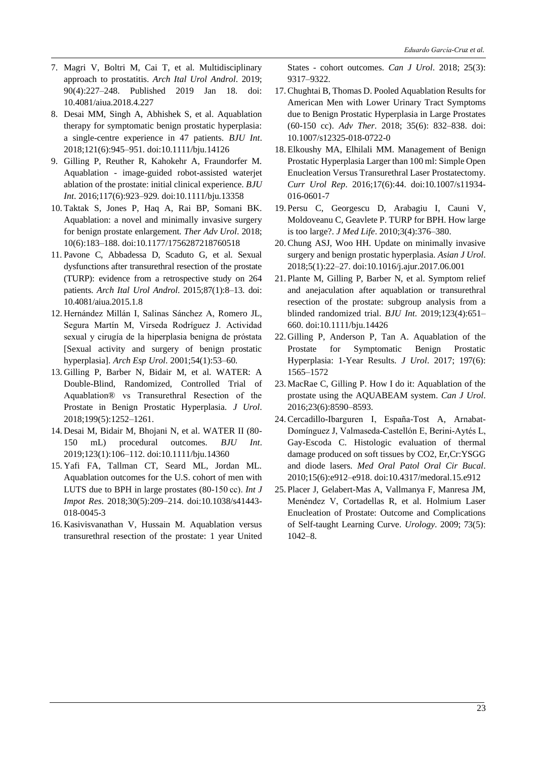7. Magri V, Boltri M, Cai T, et al. Multidisciplinary approach to prostatitis. *Arch Ital Urol Androl*. 2019; 90(4):227–248. Published 2019 Jan 18. doi: 10.4081/aiua.2018.4.227
8. Desai MM, Singh A, Abhishek S, et al. Aquablation therapy for symptomatic benign prostatic hyperplasia: a single-centre experience in 47 patients. *BJU Int*. 2018;121(6):945–951. doi:10.1111/bju.14126
9. Gilling P, Reuther R, Kahokehr A, Fraundorfer M. Aquablation - image-guided robot-assisted waterjet ablation of the prostate: initial clinical experience. *BJU Int*. 2016;117(6):923–929. doi:10.1111/bju.13358
10. Taktak S, Jones P, Haq A, Rai BP, Somani BK. Aquablation: a novel and minimally invasive surgery for benign prostate enlargement. *Ther Adv Urol*. 2018; 10(6):183–188. doi:10.1177/1756287218760518
11. Pavone C, Abbadessa D, Scaduto G, et al. Sexual dysfunctions after transurethral resection of the prostate (TURP): evidence from a retrospective study on 264 patients. *Arch Ital Urol Androl*. 2015;87(1):8–13. doi: 10.4081/aiua.2015.1.8
12. Hernández Millán I, Salinas Sánchez A, Romero JL, Segura Martín M, Virseda Rodríguez J. Actividad sexual y cirugía de la hiperplasia benigna de próstata [Sexual activity and surgery of benign prostatic hyperplasia]. *Arch Esp Urol*. 2001;54(1):53–60.
13. Gilling P, Barber N, Bidair M, et al. WATER: A Double-Blind, Randomized, Controlled Trial of Aquablation® vs Transurethral Resection of the Prostate in Benign Prostatic Hyperplasia. *J Urol*. 2018;199(5):1252–1261.
14. Desai M, Bidair M, Bhojani N, et al. WATER II (80-150 mL) procedural outcomes. *BJU Int*. 2019;123(1):106–112. doi:10.1111/bju.14360
15. Yafi FA, Tallman CT, Seard ML, Jordan ML. Aquablation outcomes for the U.S. cohort of men with LUTS due to BPH in large prostates (80-150 cc). *Int J Impot Res*. 2018;30(5):209–214. doi:10.1038/s41443-018-0045-3
16. Kasivisvanathan V, Hussain M. Aquablation versus transurethral resection of the prostate: 1 year United States - cohort outcomes. *Can J Urol*. 2018; 25(3): 9317–9322.
17. Chughtai B, Thomas D. Pooled Aquablation Results for American Men with Lower Urinary Tract Symptoms due to Benign Prostatic Hyperplasia in Large Prostates (60-150 cc). *Adv Ther*. 2018; 35(6): 832–838. doi: 10.1007/s12325-018-0722-0
18. Elkoushy MA, Elhilali MM. Management of Benign Prostatic Hyperplasia Larger than 100 ml: Simple Open Enucleation Versus Transurethral Laser Prostatectomy. *Curr Urol Rep*. 2016;17(6):44. doi:10.1007/s11934-016-0601-7
19. Persu C, Georgescu D, Arabagiu I, Cauni V, Moldoveanu C, Geavlete P. TURP for BPH. How large is too large?. *J Med Life*. 2010;3(4):376–380.
20. Chung ASJ, Woo HH. Update on minimally invasive surgery and benign prostatic hyperplasia. *Asian J Urol*. 2018;5(1):22–27. doi:10.1016/j.ajur.2017.06.001
21. Plante M, Gilling P, Barber N, et al. Symptom relief and anejaculation after aquablation or transurethral resection of the prostate: subgroup analysis from a blinded randomized trial. *BJU Int*. 2019;123(4):651–660. doi:10.1111/bju.14426
22. Gilling P, Anderson P, Tan A. Aquablation of the Prostate for Symptomatic Benign Prostatic Hyperplasia: 1-Year Results. *J Urol*. 2017; 197(6): 1565–1572
23. MacRae C, Gilling P. How I do it: Aquablation of the prostate using the AQUABEAM system. *Can J Urol*. 2016;23(6):8590–8593.
24. Cercadillo-Ibarguren I, España-Tost A, Arnabat-Domínguez J, Valmaseda-Castellón E, Berini-Aytés L, Gay-Escoda C. Histologic evaluation of thermal damage produced on soft tissues by CO2, Er,Cr:YSGG and diode lasers. *Med Oral Patol Oral Cir Bucal*. 2010;15(6):e912–e918. doi:10.4317/medoral.15.e912
25. Placer J, Gelabert-Mas A, Vallmanya F, Manresa JM, Menéndez V, Cortadellas R, et al. Holmium Laser Enucleation of Prostate: Outcome and Complications of Self-taught Learning Curve. *Urology*. 2009; 73(5): 1042–8.